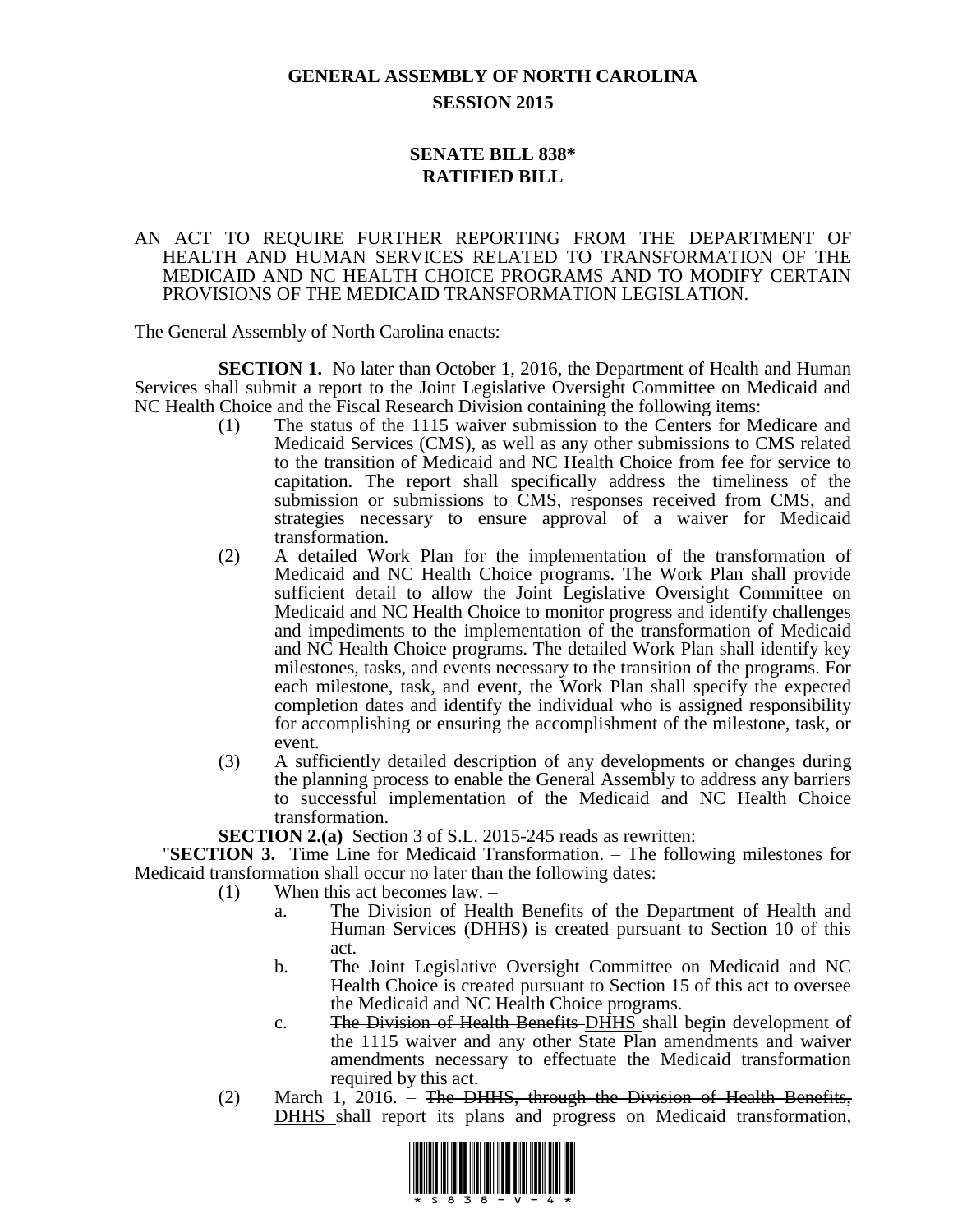# GENERAL ASSEMBLY OF NORTH CAROLINA
## SESSION 2015

## SENATE BILL 838*
## RATIFIED BILL

AN ACT TO REQUIRE FURTHER REPORTING FROM THE DEPARTMENT OF HEALTH AND HUMAN SERVICES RELATED TO TRANSFORMATION OF THE MEDICAID AND NC HEALTH CHOICE PROGRAMS AND TO MODIFY CERTAIN PROVISIONS OF THE MEDICAID TRANSFORMATION LEGISLATION.

The General Assembly of North Carolina enacts:

**SECTION 1.** No later than October 1, 2016, the Department of Health and Human Services shall submit a report to the Joint Legislative Oversight Committee on Medicaid and NC Health Choice and the Fiscal Research Division containing the following items:

(1) The status of the 1115 waiver submission to the Centers for Medicare and Medicaid Services (CMS), as well as any other submissions to CMS related to the transition of Medicaid and NC Health Choice from fee for service to capitation. The report shall specifically address the timeliness of the submission or submissions to CMS, responses received from CMS, and strategies necessary to ensure approval of a waiver for Medicaid transformation.

(2) A detailed Work Plan for the implementation of the transformation of Medicaid and NC Health Choice programs. The Work Plan shall provide sufficient detail to allow the Joint Legislative Oversight Committee on Medicaid and NC Health Choice to monitor progress and identify challenges and impediments to the implementation of the transformation of Medicaid and NC Health Choice programs. The detailed Work Plan shall identify key milestones, tasks, and events necessary to the transition of the programs. For each milestone, task, and event, the Work Plan shall specify the expected completion dates and identify the individual who is assigned responsibility for accomplishing or ensuring the accomplishment of the milestone, task, or event.

(3) A sufficiently detailed description of any developments or changes during the planning process to enable the General Assembly to address any barriers to successful implementation of the Medicaid and NC Health Choice transformation.

**SECTION 2.(a)** Section 3 of S.L. 2015-245 reads as rewritten:

"**SECTION 3.** Time Line for Medicaid Transformation. – The following milestones for Medicaid transformation shall occur no later than the following dates:

(1) When this act becomes law. –

a. The Division of Health Benefits of the Department of Health and Human Services (DHHS) is created pursuant to Section 10 of this act.

b. The Joint Legislative Oversight Committee on Medicaid and NC Health Choice is created pursuant to Section 15 of this act to oversee the Medicaid and NC Health Choice programs.

c. ~~The Division of Health Benefits~~ DHHS shall begin development of the 1115 waiver and any other State Plan amendments and waiver amendments necessary to effectuate the Medicaid transformation required by this act.

(2) March 1, 2016. – ~~The DHHS, through the Division of Health Benefits,~~ DHHS shall report its plans and progress on Medicaid transformation,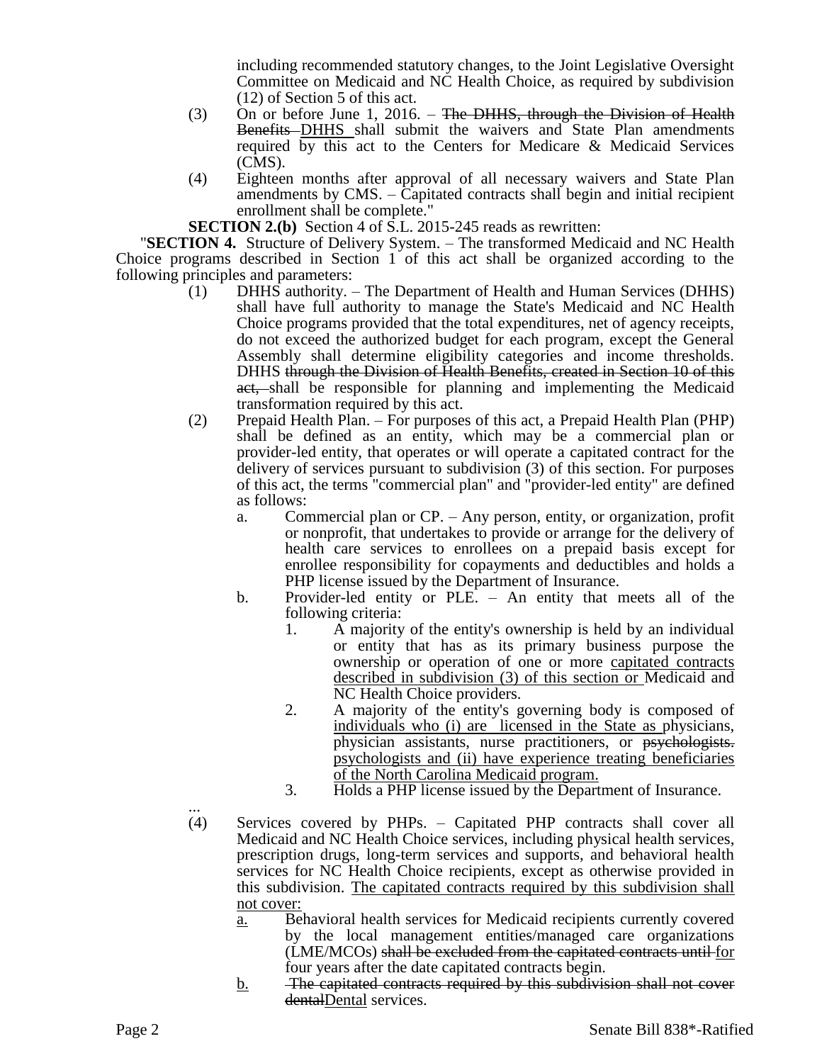including recommended statutory changes, to the Joint Legislative Oversight Committee on Medicaid and NC Health Choice, as required by subdivision (12) of Section 5 of this act.

(3) On or before June 1, 2016. – ~~The DHHS, through the Division of Health Benefits~~ DHHS shall submit the waivers and State Plan amendments required by this act to the Centers for Medicare & Medicaid Services (CMS).

(4) Eighteen months after approval of all necessary waivers and State Plan amendments by CMS. – Capitated contracts shall begin and initial recipient enrollment shall be complete."

**SECTION 2.(b)** Section 4 of S.L. 2015-245 reads as rewritten:

"**SECTION 4.** Structure of Delivery System. – The transformed Medicaid and NC Health Choice programs described in Section 1 of this act shall be organized according to the following principles and parameters:

(1) DHHS authority. – The Department of Health and Human Services (DHHS) shall have full authority to manage the State's Medicaid and NC Health Choice programs provided that the total expenditures, net of agency receipts, do not exceed the authorized budget for each program, except the General Assembly shall determine eligibility categories and income thresholds. DHHS ~~through the Division of Health Benefits, created in Section 10 of this act,~~ shall be responsible for planning and implementing the Medicaid transformation required by this act.

(2) Prepaid Health Plan. – For purposes of this act, a Prepaid Health Plan (PHP) shall be defined as an entity, which may be a commercial plan or provider-led entity, that operates or will operate a capitated contract for the delivery of services pursuant to subdivision (3) of this section. For purposes of this act, the terms "commercial plan" and "provider-led entity" are defined as follows:

a. Commercial plan or CP. – Any person, entity, or organization, profit or nonprofit, that undertakes to provide or arrange for the delivery of health care services to enrollees on a prepaid basis except for enrollee responsibility for copayments and deductibles and holds a PHP license issued by the Department of Insurance.

b. Provider-led entity or PLE. – An entity that meets all of the following criteria:

1. A majority of the entity's ownership is held by an individual or entity that has as its primary business purpose the ownership or operation of one or more <u>capitated contracts described in subdivision (3) of this section or</u> Medicaid and NC Health Choice providers.

2. A majority of the entity's governing body is composed of <u>individuals who (i) are licensed in the State as</u> physicians, physician assistants, nurse practitioners, or ~~psychologists.~~ <u>psychologists and (ii) have experience treating beneficiaries of the North Carolina Medicaid program.</u>

3. Holds a PHP license issued by the Department of Insurance.

...

(4) Services covered by PHPs. – Capitated PHP contracts shall cover all Medicaid and NC Health Choice services, including physical health services, prescription drugs, long-term services and supports, and behavioral health services for NC Health Choice recipients, except as otherwise provided in this subdivision. <u>The capitated contracts required by this subdivision shall not cover:</u>

<u>a.</u> Behavioral health services for Medicaid recipients currently covered by the local management entities/managed care organizations (LME/MCOs) ~~shall be excluded from the capitated contracts until~~ <u>for</u> four years after the date capitated contracts begin.

<u>b.</u> ~~The capitated contracts required by this subdivision shall not cover dental~~<u>Dental</u> services.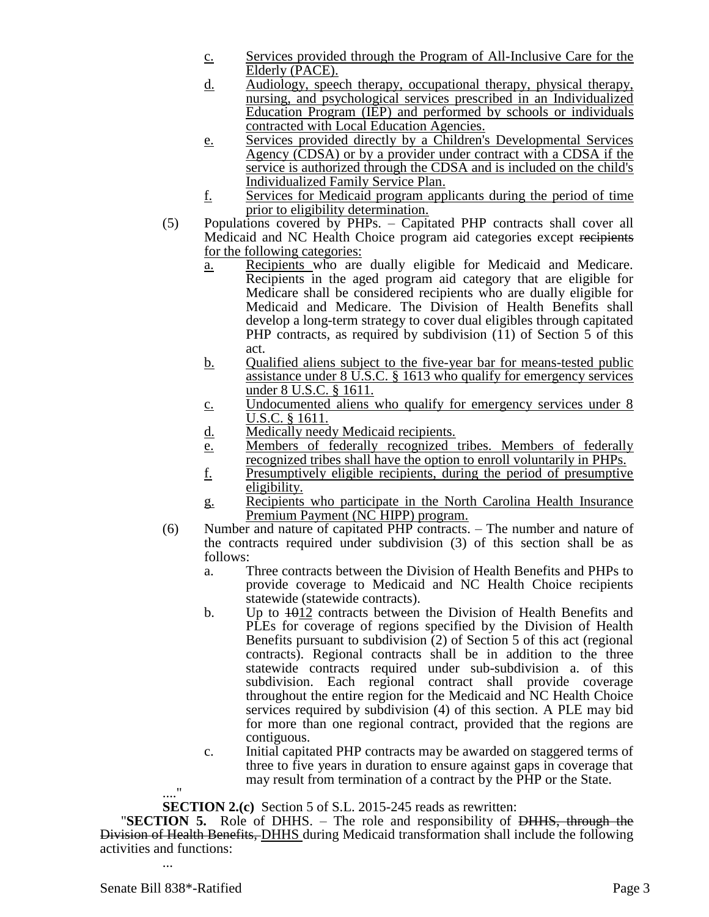c. Services provided through the Program of All-Inclusive Care for the Elderly (PACE).

d. Audiology, speech therapy, occupational therapy, physical therapy, nursing, and psychological services prescribed in an Individualized Education Program (IEP) and performed by schools or individuals contracted with Local Education Agencies.

e. Services provided directly by a Children's Developmental Services Agency (CDSA) or by a provider under contract with a CDSA if the service is authorized through the CDSA and is included on the child's Individualized Family Service Plan.

f. Services for Medicaid program applicants during the period of time prior to eligibility determination.

(5) Populations covered by PHPs. – Capitated PHP contracts shall cover all Medicaid and NC Health Choice program aid categories except ~~recipients~~ for the following categories:

a. Recipients who are dually eligible for Medicaid and Medicare. Recipients in the aged program aid category that are eligible for Medicare shall be considered recipients who are dually eligible for Medicaid and Medicare. The Division of Health Benefits shall develop a long-term strategy to cover dual eligibles through capitated PHP contracts, as required by subdivision (11) of Section 5 of this act.

b. Qualified aliens subject to the five-year bar for means-tested public assistance under 8 U.S.C. § 1613 who qualify for emergency services under 8 U.S.C. § 1611.

c. Undocumented aliens who qualify for emergency services under 8 U.S.C. § 1611.

d. Medically needy Medicaid recipients.

e. Members of federally recognized tribes. Members of federally recognized tribes shall have the option to enroll voluntarily in PHPs.

f. Presumptively eligible recipients, during the period of presumptive eligibility.

g. Recipients who participate in the North Carolina Health Insurance Premium Payment (NC HIPP) program.

(6) Number and nature of capitated PHP contracts. – The number and nature of the contracts required under subdivision (3) of this section shall be as follows:

a. Three contracts between the Division of Health Benefits and PHPs to provide coverage to Medicaid and NC Health Choice recipients statewide (statewide contracts).

b. Up to ~~10~~12 contracts between the Division of Health Benefits and PLEs for coverage of regions specified by the Division of Health Benefits pursuant to subdivision (2) of Section 5 of this act (regional contracts). Regional contracts shall be in addition to the three statewide contracts required under sub-subdivision a. of this subdivision. Each regional contract shall provide coverage throughout the entire region for the Medicaid and NC Health Choice services required by subdivision (4) of this section. A PLE may bid for more than one regional contract, provided that the regions are contiguous.

c. Initial capitated PHP contracts may be awarded on staggered terms of three to five years in duration to ensure against gaps in coverage that may result from termination of a contract by the PHP or the State.

...."

**SECTION 2.(c)** Section 5 of S.L. 2015-245 reads as rewritten:

"**SECTION 5.** Role of DHHS. – The role and responsibility of ~~DHHS, through the Division of Health Benefits,~~ DHHS during Medicaid transformation shall include the following activities and functions:

..."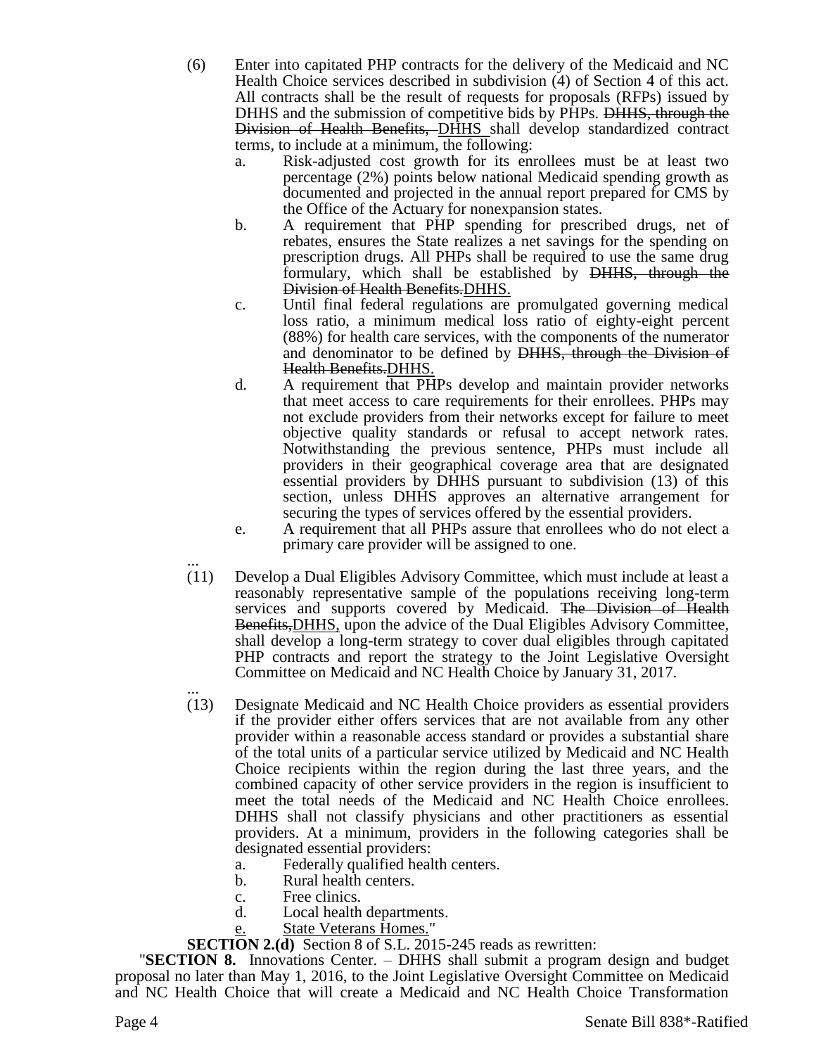(6) Enter into capitated PHP contracts for the delivery of the Medicaid and NC Health Choice services described in subdivision (4) of Section 4 of this act. All contracts shall be the result of requests for proposals (RFPs) issued by DHHS and the submission of competitive bids by PHPs. ~~DHHS, through the Division of Health Benefits,~~ DHHS shall develop standardized contract terms, to include at a minimum, the following:

  a. Risk-adjusted cost growth for its enrollees must be at least two percentage (2%) points below national Medicaid spending growth as documented and projected in the annual report prepared for CMS by the Office of the Actuary for nonexpansion states.

  b. A requirement that PHP spending for prescribed drugs, net of rebates, ensures the State realizes a net savings for the spending on prescription drugs. All PHPs shall be required to use the same drug formulary, which shall be established by ~~DHHS, through the Division of Health Benefits.~~DHHS.

  c. Until final federal regulations are promulgated governing medical loss ratio, a minimum medical loss ratio of eighty-eight percent (88%) for health care services, with the components of the numerator and denominator to be defined by ~~DHHS, through the Division of Health Benefits.~~DHHS.

  d. A requirement that PHPs develop and maintain provider networks that meet access to care requirements for their enrollees. PHPs may not exclude providers from their networks except for failure to meet objective quality standards or refusal to accept network rates. Notwithstanding the previous sentence, PHPs must include all providers in their geographical coverage area that are designated essential providers by DHHS pursuant to subdivision (13) of this section, unless DHHS approves an alternative arrangement for securing the types of services offered by the essential providers.

  e. A requirement that all PHPs assure that enrollees who do not elect a primary care provider will be assigned to one.

...

(11) Develop a Dual Eligibles Advisory Committee, which must include at least a reasonably representative sample of the populations receiving long-term services and supports covered by Medicaid. ~~The Division of Health Benefits,~~DHHS, upon the advice of the Dual Eligibles Advisory Committee, shall develop a long-term strategy to cover dual eligibles through capitated PHP contracts and report the strategy to the Joint Legislative Oversight Committee on Medicaid and NC Health Choice by January 31, 2017.

...

(13) Designate Medicaid and NC Health Choice providers as essential providers if the provider either offers services that are not available from any other provider within a reasonable access standard or provides a substantial share of the total units of a particular service utilized by Medicaid and NC Health Choice recipients within the region during the last three years, and the combined capacity of other service providers in the region is insufficient to meet the total needs of the Medicaid and NC Health Choice enrollees. DHHS shall not classify physicians and other practitioners as essential providers. At a minimum, providers in the following categories shall be designated essential providers:

  a. Federally qualified health centers.

  b. Rural health centers.

  c. Free clinics.

  d. Local health departments.

  e. State Veterans Homes."

**SECTION 2.(d)** Section 8 of S.L. 2015-245 reads as rewritten:

"**SECTION 8.** Innovations Center. – DHHS shall submit a program design and budget proposal no later than May 1, 2016, to the Joint Legislative Oversight Committee on Medicaid and NC Health Choice that will create a Medicaid and NC Health Choice Transformation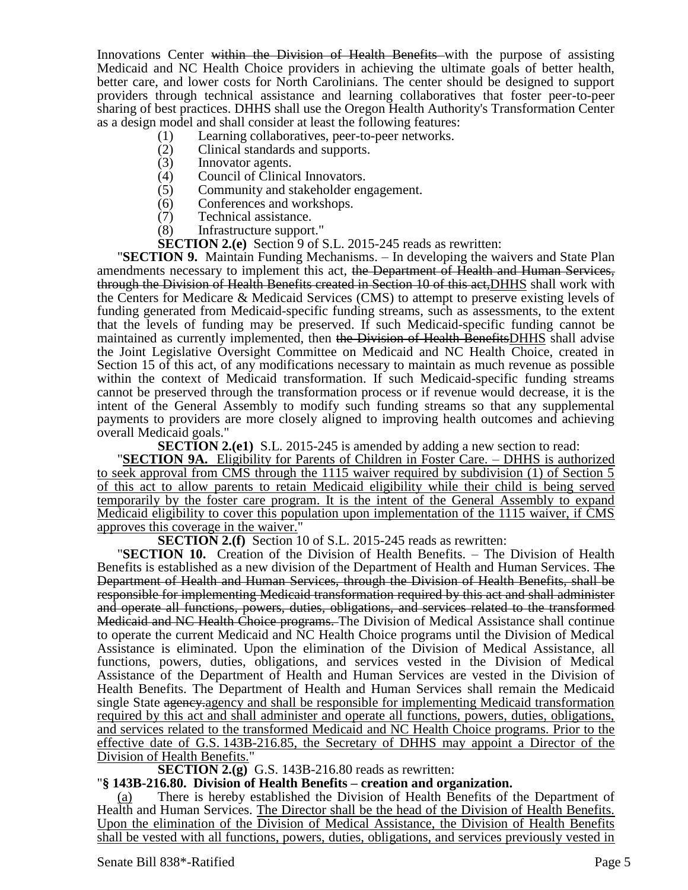Innovations Center ~~within the Division of Health Benefits~~ with the purpose of assisting Medicaid and NC Health Choice providers in achieving the ultimate goals of better health, better care, and lower costs for North Carolinians. The center should be designed to support providers through technical assistance and learning collaboratives that foster peer-to-peer sharing of best practices. DHHS shall use the Oregon Health Authority's Transformation Center as a design model and shall consider at least the following features:

(1) Learning collaboratives, peer-to-peer networks.
(2) Clinical standards and supports.
(3) Innovator agents.
(4) Council of Clinical Innovators.
(5) Community and stakeholder engagement.
(6) Conferences and workshops.
(7) Technical assistance.
(8) Infrastructure support."

**SECTION 2.(e)** Section 9 of S.L. 2015-245 reads as rewritten:

"**SECTION 9.** Maintain Funding Mechanisms. – In developing the waivers and State Plan amendments necessary to implement this act, ~~the Department of Health and Human Services, through the Division of Health Benefits created in Section 10 of this act,~~DHHS shall work with the Centers for Medicare & Medicaid Services (CMS) to attempt to preserve existing levels of funding generated from Medicaid-specific funding streams, such as assessments, to the extent that the levels of funding may be preserved. If such Medicaid-specific funding cannot be maintained as currently implemented, then ~~the Division of Health Benefits~~DHHS shall advise the Joint Legislative Oversight Committee on Medicaid and NC Health Choice, created in Section 15 of this act, of any modifications necessary to maintain as much revenue as possible within the context of Medicaid transformation. If such Medicaid-specific funding streams cannot be preserved through the transformation process or if revenue would decrease, it is the intent of the General Assembly to modify such funding streams so that any supplemental payments to providers are more closely aligned to improving health outcomes and achieving overall Medicaid goals."

**SECTION 2.(e1)** S.L. 2015-245 is amended by adding a new section to read:

"<u>**SECTION 9A.** Eligibility for Parents of Children in Foster Care. – DHHS is authorized to seek approval from CMS through the 1115 waiver required by subdivision (1) of Section 5 of this act to allow parents to retain Medicaid eligibility while their child is being served temporarily by the foster care program. It is the intent of the General Assembly to expand Medicaid eligibility to cover this population upon implementation of the 1115 waiver, if CMS approves this coverage in the waiver.</u>"

**SECTION 2.(f)** Section 10 of S.L. 2015-245 reads as rewritten:

"**SECTION 10.** Creation of the Division of Health Benefits. – The Division of Health Benefits is established as a new division of the Department of Health and Human Services. ~~The Department of Health and Human Services, through the Division of Health Benefits, shall be responsible for implementing Medicaid transformation required by this act and shall administer and operate all functions, powers, duties, obligations, and services related to the transformed Medicaid and NC Health Choice programs.~~ The Division of Medical Assistance shall continue to operate the current Medicaid and NC Health Choice programs until the Division of Medical Assistance is eliminated. Upon the elimination of the Division of Medical Assistance, all functions, powers, duties, obligations, and services vested in the Division of Medical Assistance of the Department of Health and Human Services are vested in the Division of Health Benefits. The Department of Health and Human Services shall remain the Medicaid single State ~~agency.~~<u>agency and shall be responsible for implementing Medicaid transformation required by this act and shall administer and operate all functions, powers, duties, obligations, and services related to the transformed Medicaid and NC Health Choice programs. Prior to the effective date of G.S. 143B-216.85, the Secretary of DHHS may appoint a Director of the Division of Health Benefits.</u>"

**SECTION 2.(g)** G.S. 143B-216.80 reads as rewritten:

"**§ 143B-216.80. Division of Health Benefits – creation and organization.**

<u>(a)</u> There is hereby established the Division of Health Benefits of the Department of Health and Human Services. <u>The Director shall be the head of the Division of Health Benefits. Upon the elimination of the Division of Medical Assistance, the Division of Health Benefits shall be vested with all functions, powers, duties, obligations, and services previously vested in</u>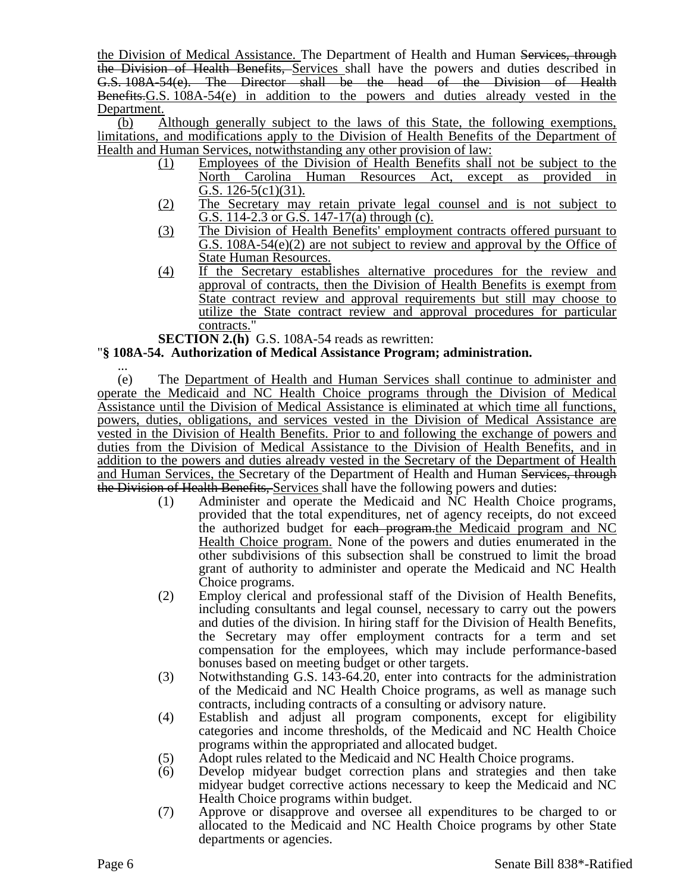the Division of Medical Assistance. The Department of Health and Human ~~Services, through the Division of Health Benefits,~~ Services shall have the powers and duties described in ~~G.S. 108A-54(e). The Director shall be the head of the Division of Health Benefits.~~G.S. 108A-54(e) in addition to the powers and duties already vested in the Department.

(b) Although generally subject to the laws of this State, the following exemptions, limitations, and modifications apply to the Division of Health Benefits of the Department of Health and Human Services, notwithstanding any other provision of law:

(1) Employees of the Division of Health Benefits shall not be subject to the North Carolina Human Resources Act, except as provided in G.S. 126-5(c1)(31).

(2) The Secretary may retain private legal counsel and is not subject to G.S. 114-2.3 or G.S. 147-17(a) through (c).

(3) The Division of Health Benefits' employment contracts offered pursuant to G.S. 108A-54(e)(2) are not subject to review and approval by the Office of State Human Resources.

(4) If the Secretary establishes alternative procedures for the review and approval of contracts, then the Division of Health Benefits is exempt from State contract review and approval requirements but still may choose to utilize the State contract review and approval procedures for particular contracts."

**SECTION 2.(h)** G.S. 108A-54 reads as rewritten:

"**§ 108A-54. Authorization of Medical Assistance Program; administration.**

...

(e) The Department of Health and Human Services shall continue to administer and operate the Medicaid and NC Health Choice programs through the Division of Medical Assistance until the Division of Medical Assistance is eliminated at which time all functions, powers, duties, obligations, and services vested in the Division of Medical Assistance are vested in the Division of Health Benefits. Prior to and following the exchange of powers and duties from the Division of Medical Assistance to the Division of Health Benefits, and in addition to the powers and duties already vested in the Secretary of the Department of Health and Human Services, the Secretary of the Department of Health and Human ~~Services, through the Division of Health Benefits,~~ Services shall have the following powers and duties:

(1) Administer and operate the Medicaid and NC Health Choice programs, provided that the total expenditures, net of agency receipts, do not exceed the authorized budget for ~~each program.~~the Medicaid program and NC Health Choice program. None of the powers and duties enumerated in the other subdivisions of this subsection shall be construed to limit the broad grant of authority to administer and operate the Medicaid and NC Health Choice programs.

(2) Employ clerical and professional staff of the Division of Health Benefits, including consultants and legal counsel, necessary to carry out the powers and duties of the division. In hiring staff for the Division of Health Benefits, the Secretary may offer employment contracts for a term and set compensation for the employees, which may include performance-based bonuses based on meeting budget or other targets.

(3) Notwithstanding G.S. 143-64.20, enter into contracts for the administration of the Medicaid and NC Health Choice programs, as well as manage such contracts, including contracts of a consulting or advisory nature.

(4) Establish and adjust all program components, except for eligibility categories and income thresholds, of the Medicaid and NC Health Choice programs within the appropriated and allocated budget.

(5) Adopt rules related to the Medicaid and NC Health Choice programs.

(6) Develop midyear budget correction plans and strategies and then take midyear budget corrective actions necessary to keep the Medicaid and NC Health Choice programs within budget.

(7) Approve or disapprove and oversee all expenditures to be charged to or allocated to the Medicaid and NC Health Choice programs by other State departments or agencies.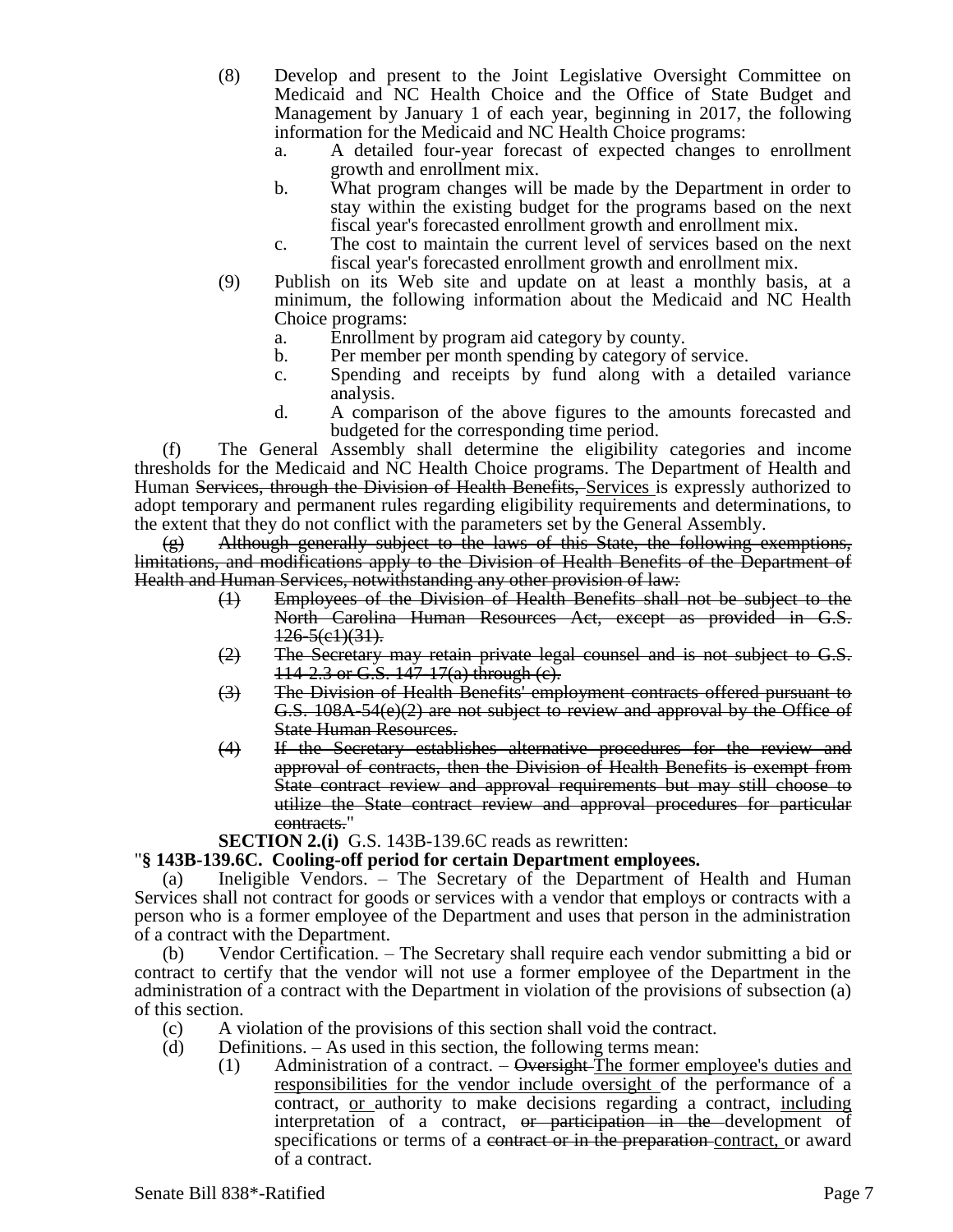(8) Develop and present to the Joint Legislative Oversight Committee on Medicaid and NC Health Choice and the Office of State Budget and Management by January 1 of each year, beginning in 2017, the following information for the Medicaid and NC Health Choice programs:
   a. A detailed four-year forecast of expected changes to enrollment growth and enrollment mix.
   b. What program changes will be made by the Department in order to stay within the existing budget for the programs based on the next fiscal year's forecasted enrollment growth and enrollment mix.
   c. The cost to maintain the current level of services based on the next fiscal year's forecasted enrollment growth and enrollment mix.

(9) Publish on its Web site and update on at least a monthly basis, at a minimum, the following information about the Medicaid and NC Health Choice programs:
   a. Enrollment by program aid category by county.
   b. Per member per month spending by category of service.
   c. Spending and receipts by fund along with a detailed variance analysis.
   d. A comparison of the above figures to the amounts forecasted and budgeted for the corresponding time period.

(f) The General Assembly shall determine the eligibility categories and income thresholds for the Medicaid and NC Health Choice programs. The Department of Health and Human ~~Services, through the Division of Health Benefits,~~ Services is expressly authorized to adopt temporary and permanent rules regarding eligibility requirements and determinations, to the extent that they do not conflict with the parameters set by the General Assembly.

~~(g) Although generally subject to the laws of this State, the following exemptions, limitations, and modifications apply to the Division of Health Benefits of the Department of Health and Human Services, notwithstanding any other provision of law:~~

~~(1) Employees of the Division of Health Benefits shall not be subject to the North Carolina Human Resources Act, except as provided in G.S. 126-5(c1)(31).~~

~~(2) The Secretary may retain private legal counsel and is not subject to G.S. 114-2.3 or G.S. 147-17(a) through (c).~~

~~(3) The Division of Health Benefits' employment contracts offered pursuant to G.S. 108A-54(e)(2) are not subject to review and approval by the Office of State Human Resources.~~

~~(4) If the Secretary establishes alternative procedures for the review and approval of contracts, then the Division of Health Benefits is exempt from State contract review and approval requirements but may still choose to utilize the State contract review and approval procedures for particular contracts.~~"

**SECTION 2.(i)** G.S. 143B-139.6C reads as rewritten:

"**§ 143B-139.6C. Cooling-off period for certain Department employees.**

(a) Ineligible Vendors. – The Secretary of the Department of Health and Human Services shall not contract for goods or services with a vendor that employs or contracts with a person who is a former employee of the Department and uses that person in the administration of a contract with the Department.

(b) Vendor Certification. – The Secretary shall require each vendor submitting a bid or contract to certify that the vendor will not use a former employee of the Department in the administration of a contract with the Department in violation of the provisions of subsection (a) of this section.

(c) A violation of the provisions of this section shall void the contract.

(d) Definitions. – As used in this section, the following terms mean:

(1) Administration of a contract. – ~~Oversight~~ The former employee's duties and responsibilities for the vendor include oversight of the performance of a contract, or authority to make decisions regarding a contract, including interpretation of a contract, ~~or participation in the~~ development of specifications or terms of a ~~contract or in the preparation~~ contract, or award of a contract.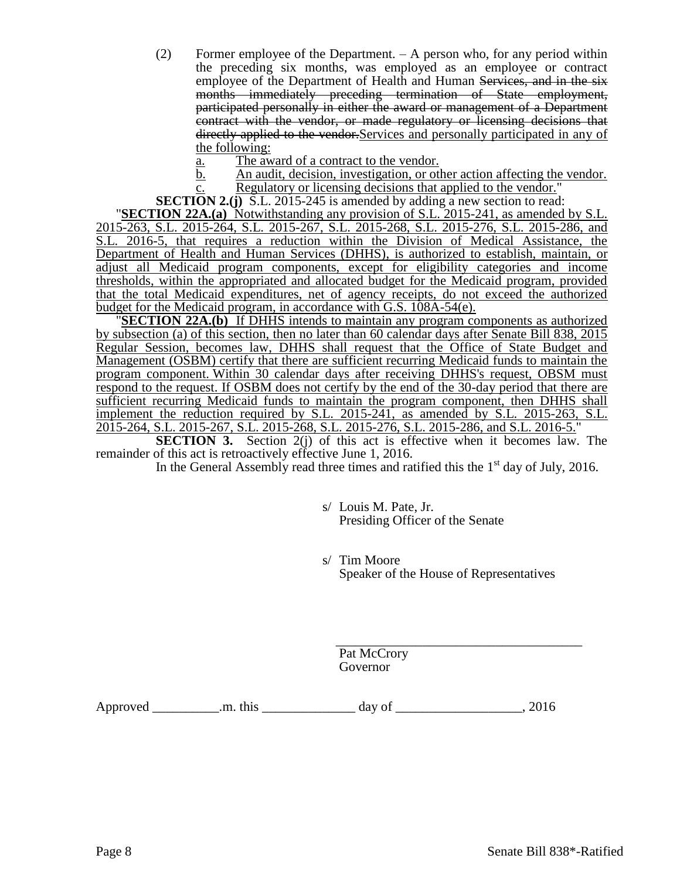(2) Former employee of the Department. – A person who, for any period within the preceding six months, was employed as an employee or contract employee of the Department of Health and Human ~~Services, and in the six months immediately preceding termination of State employment, participated personally in either the award or management of a Department contract with the vendor, or made regulatory or licensing decisions that directly applied to the vendor.~~Services and personally participated in any of the following:

a. The award of a contract to the vendor.

b. An audit, decision, investigation, or other action affecting the vendor.

c. Regulatory or licensing decisions that applied to the vendor."

**SECTION 2.(j)** S.L. 2015-245 is amended by adding a new section to read:

"**SECTION 22A.(a)** Notwithstanding any provision of S.L. 2015-241, as amended by S.L. 2015-263, S.L. 2015-264, S.L. 2015-267, S.L. 2015-268, S.L. 2015-276, S.L. 2015-286, and S.L. 2016-5, that requires a reduction within the Division of Medical Assistance, the Department of Health and Human Services (DHHS), is authorized to establish, maintain, or adjust all Medicaid program components, except for eligibility categories and income thresholds, within the appropriated and allocated budget for the Medicaid program, provided that the total Medicaid expenditures, net of agency receipts, do not exceed the authorized budget for the Medicaid program, in accordance with G.S. 108A-54(e).

"**SECTION 22A.(b)** If DHHS intends to maintain any program components as authorized by subsection (a) of this section, then no later than 60 calendar days after Senate Bill 838, 2015 Regular Session, becomes law, DHHS shall request that the Office of State Budget and Management (OSBM) certify that there are sufficient recurring Medicaid funds to maintain the program component. Within 30 calendar days after receiving DHHS's request, OBSM must respond to the request. If OSBM does not certify by the end of the 30-day period that there are sufficient recurring Medicaid funds to maintain the program component, then DHHS shall implement the reduction required by S.L. 2015-241, as amended by S.L. 2015-263, S.L. 2015-264, S.L. 2015-267, S.L. 2015-268, S.L. 2015-276, S.L. 2015-286, and S.L. 2016-5."

**SECTION 3.** Section 2(j) of this act is effective when it becomes law. The remainder of this act is retroactively effective June 1, 2016.

In the General Assembly read three times and ratified this the 1st day of July, 2016.

s/ Louis M. Pate, Jr.
Presiding Officer of the Senate

s/ Tim Moore
Speaker of the House of Representatives

\_\_\_\_\_\_\_\_\_\_\_\_\_\_\_\_\_\_\_\_\_\_\_\_\_\_\_\_\_\_\_\_\_\_\_\_\_\_
Pat McCrory
Governor

Approved \_\_\_\_\_\_\_\_\_\_.m. this \_\_\_\_\_\_\_\_\_\_\_\_\_\_ day of \_\_\_\_\_\_\_\_\_\_\_\_\_\_\_\_\_\_\_, 2016